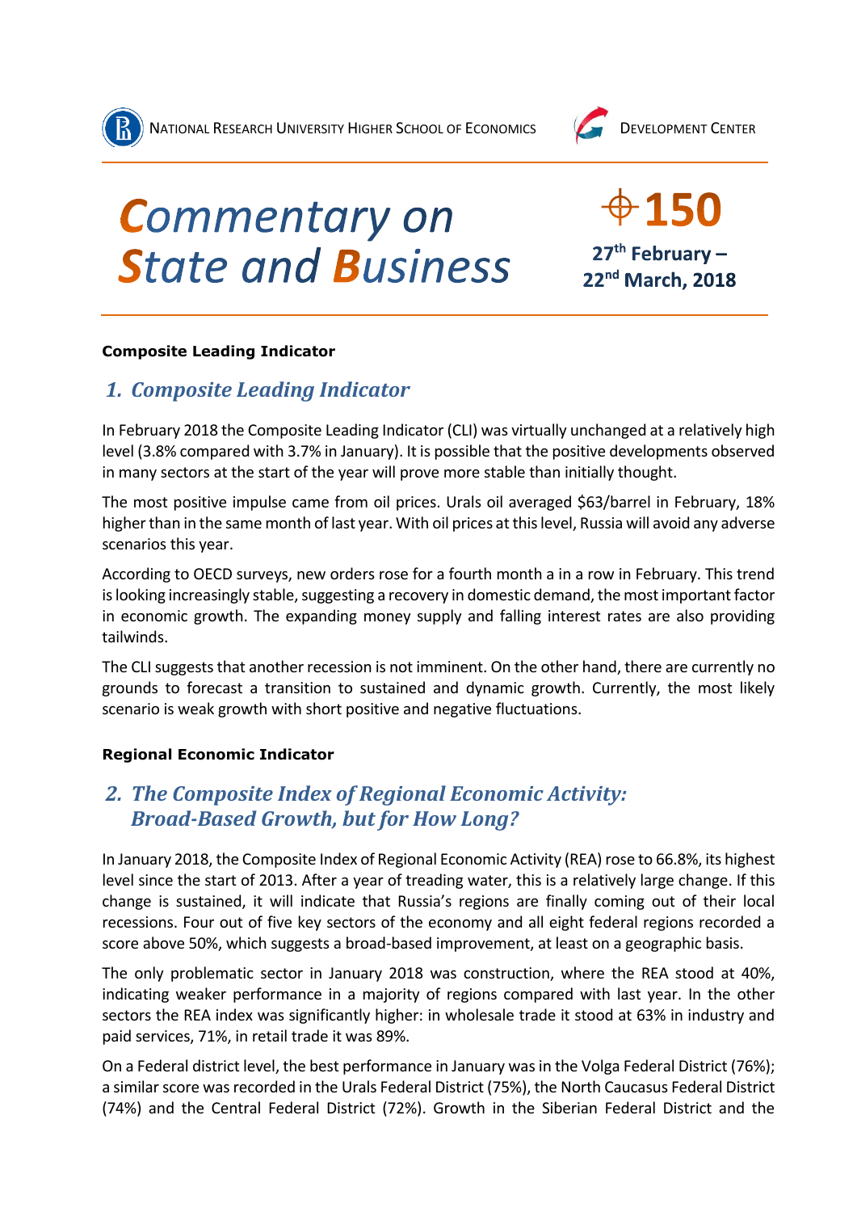National Research University Higher School of Economics

Development Center

# Commentary on State and Business

**150**

**27th February – 22nd March, 2018**

**Composite Leading Indicator**

## 1. Composite Leading Indicator

In February 2018 the Composite Leading Indicator (CLI) was virtually unchanged at a relatively high level (3.8% compared with 3.7% in January). It is possible that the positive developments observed in many sectors at the start of the year will prove more stable than initially thought.

The most positive impulse came from oil prices. Urals oil averaged $63/barrel in February, 18% higher than in the same month of last year. With oil prices at this level, Russia will avoid any adverse scenarios this year.

According to OECD surveys, new orders rose for a fourth month a in a row in February. This trend is looking increasingly stable, suggesting a recovery in domestic demand, the most important factor in economic growth. The expanding money supply and falling interest rates are also providing tailwinds.

The CLI suggests that another recession is not imminent. On the other hand, there are currently no grounds to forecast a transition to sustained and dynamic growth. Currently, the most likely scenario is weak growth with short positive and negative fluctuations.

**Regional Economic Indicator**

## 2. The Composite Index of Regional Economic Activity: Broad-Based Growth, but for How Long?

In January 2018, the Composite Index of Regional Economic Activity (REA) rose to 66.8%, its highest level since the start of 2013. After a year of treading water, this is a relatively large change. If this change is sustained, it will indicate that Russia's regions are finally coming out of their local recessions. Four out of five key sectors of the economy and all eight federal regions recorded a score above 50%, which suggests a broad-based improvement, at least on a geographic basis.

The only problematic sector in January 2018 was construction, where the REA stood at 40%, indicating weaker performance in a majority of regions compared with last year. In the other sectors the REA index was significantly higher: in wholesale trade it stood at 63% in industry and paid services, 71%, in retail trade it was 89%.

On a Federal district level, the best performance in January was in the Volga Federal District (76%); a similar score was recorded in the Urals Federal District (75%), the North Caucasus Federal District (74%) and the Central Federal District (72%). Growth in the Siberian Federal District and the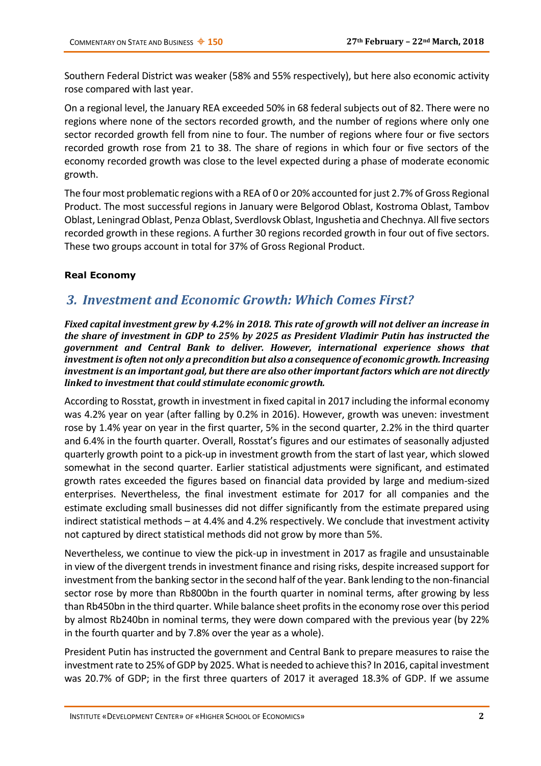Southern Federal District was weaker (58% and 55% respectively), but here also economic activity rose compared with last year.

On a regional level, the January REA exceeded 50% in 68 federal subjects out of 82. There were no regions where none of the sectors recorded growth, and the number of regions where only one sector recorded growth fell from nine to four. The number of regions where four or five sectors recorded growth rose from 21 to 38. The share of regions in which four or five sectors of the economy recorded growth was close to the level expected during a phase of moderate economic growth.

The four most problematic regions with a REA of 0 or 20% accounted for just 2.7% of Gross Regional Product. The most successful regions in January were Belgorod Oblast, Kostroma Oblast, Tambov Oblast, Leningrad Oblast, Penza Oblast, Sverdlovsk Oblast, Ingushetia and Chechnya. All five sectors recorded growth in these regions. A further 30 regions recorded growth in four out of five sectors. These two groups account in total for 37% of Gross Regional Product.

**Real Economy**

## *3. Investment and Economic Growth: Which Comes First?*

***Fixed capital investment grew by 4.2% in 2018. This rate of growth will not deliver an increase in the share of investment in GDP to 25% by 2025 as President Vladimir Putin has instructed the government and Central Bank to deliver. However, international experience shows that investment is often not only a precondition but also a consequence of economic growth. Increasing investment is an important goal, but there are also other important factors which are not directly linked to investment that could stimulate economic growth.***

According to Rosstat, growth in investment in fixed capital in 2017 including the informal economy was 4.2% year on year (after falling by 0.2% in 2016). However, growth was uneven: investment rose by 1.4% year on year in the first quarter, 5% in the second quarter, 2.2% in the third quarter and 6.4% in the fourth quarter. Overall, Rosstat's figures and our estimates of seasonally adjusted quarterly growth point to a pick-up in investment growth from the start of last year, which slowed somewhat in the second quarter. Earlier statistical adjustments were significant, and estimated growth rates exceeded the figures based on financial data provided by large and medium-sized enterprises. Nevertheless, the final investment estimate for 2017 for all companies and the estimate excluding small businesses did not differ significantly from the estimate prepared using indirect statistical methods – at 4.4% and 4.2% respectively. We conclude that investment activity not captured by direct statistical methods did not grow by more than 5%.

Nevertheless, we continue to view the pick-up in investment in 2017 as fragile and unsustainable in view of the divergent trends in investment finance and rising risks, despite increased support for investment from the banking sector in the second half of the year. Bank lending to the non-financial sector rose by more than Rb800bn in the fourth quarter in nominal terms, after growing by less than Rb450bn in the third quarter. While balance sheet profits in the economy rose over this period by almost Rb240bn in nominal terms, they were down compared with the previous year (by 22% in the fourth quarter and by 7.8% over the year as a whole).

President Putin has instructed the government and Central Bank to prepare measures to raise the investment rate to 25% of GDP by 2025. What is needed to achieve this? In 2016, capital investment was 20.7% of GDP; in the first three quarters of 2017 it averaged 18.3% of GDP. If we assume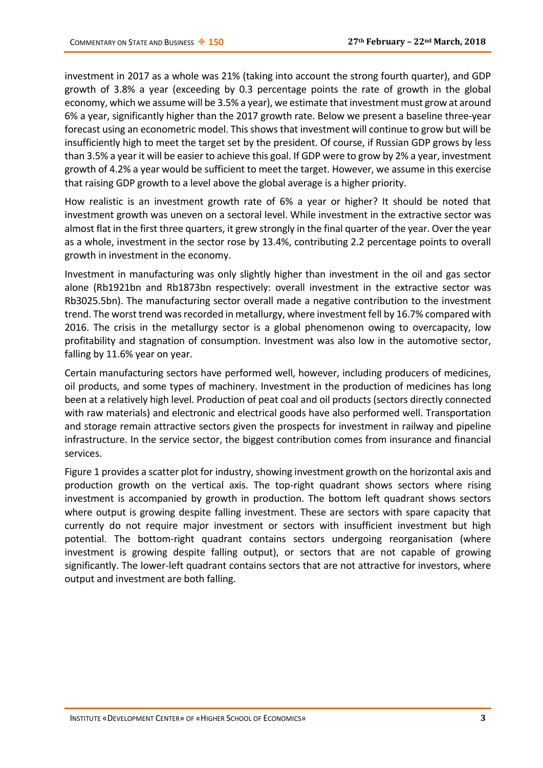investment in 2017 as a whole was 21% (taking into account the strong fourth quarter), and GDP growth of 3.8% a year (exceeding by 0.3 percentage points the rate of growth in the global economy, which we assume will be 3.5% a year), we estimate that investment must grow at around 6% a year, significantly higher than the 2017 growth rate. Below we present a baseline three-year forecast using an econometric model. This shows that investment will continue to grow but will be insufficiently high to meet the target set by the president. Of course, if Russian GDP grows by less than 3.5% a year it will be easier to achieve this goal. If GDP were to grow by 2% a year, investment growth of 4.2% a year would be sufficient to meet the target. However, we assume in this exercise that raising GDP growth to a level above the global average is a higher priority.

How realistic is an investment growth rate of 6% a year or higher? It should be noted that investment growth was uneven on a sectoral level. While investment in the extractive sector was almost flat in the first three quarters, it grew strongly in the final quarter of the year. Over the year as a whole, investment in the sector rose by 13.4%, contributing 2.2 percentage points to overall growth in investment in the economy.

Investment in manufacturing was only slightly higher than investment in the oil and gas sector alone (Rb1921bn and Rb1873bn respectively: overall investment in the extractive sector was Rb3025.5bn). The manufacturing sector overall made a negative contribution to the investment trend. The worst trend was recorded in metallurgy, where investment fell by 16.7% compared with 2016. The crisis in the metallurgy sector is a global phenomenon owing to overcapacity, low profitability and stagnation of consumption. Investment was also low in the automotive sector, falling by 11.6% year on year.

Certain manufacturing sectors have performed well, however, including producers of medicines, oil products, and some types of machinery. Investment in the production of medicines has long been at a relatively high level. Production of peat coal and oil products (sectors directly connected with raw materials) and electronic and electrical goods have also performed well. Transportation and storage remain attractive sectors given the prospects for investment in railway and pipeline infrastructure. In the service sector, the biggest contribution comes from insurance and financial services.

Figure 1 provides a scatter plot for industry, showing investment growth on the horizontal axis and production growth on the vertical axis. The top-right quadrant shows sectors where rising investment is accompanied by growth in production. The bottom left quadrant shows sectors where output is growing despite falling investment. These are sectors with spare capacity that currently do not require major investment or sectors with insufficient investment but high potential. The bottom-right quadrant contains sectors undergoing reorganisation (where investment is growing despite falling output), or sectors that are not capable of growing significantly. The lower-left quadrant contains sectors that are not attractive for investors, where output and investment are both falling.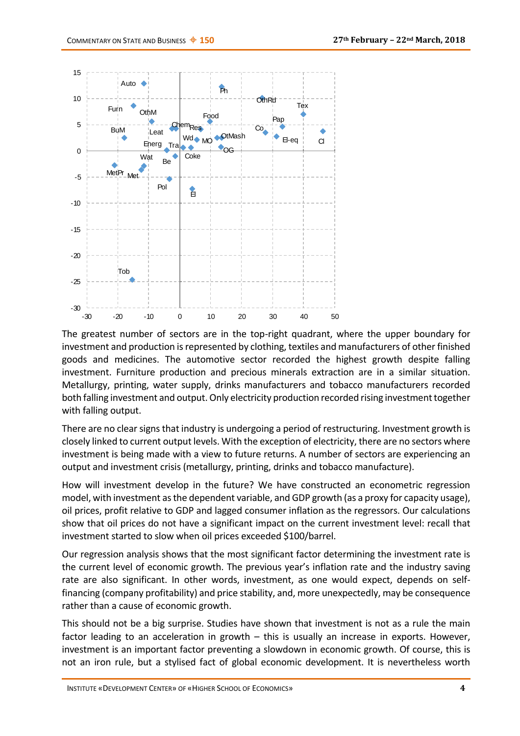The greatest number of sectors are in the top-right quadrant, where the upper boundary for investment and production is represented by clothing, textiles and manufacturers of other finished goods and medicines. The automotive sector recorded the highest growth despite falling investment. Furniture production and precious minerals extraction are in a similar situation. Metallurgy, printing, water supply, drinks manufacturers and tobacco manufacturers recorded both falling investment and output. Only electricity production recorded rising investment together with falling output.

There are no clear signs that industry is undergoing a period of restructuring. Investment growth is closely linked to current output levels. With the exception of electricity, there are no sectors where investment is being made with a view to future returns. A number of sectors are experiencing an output and investment crisis (metallurgy, printing, drinks and tobacco manufacture).

How will investment develop in the future? We have constructed an econometric regression model, with investment as the dependent variable, and GDP growth (as a proxy for capacity usage), oil prices, profit relative to GDP and lagged consumer inflation as the regressors. Our calculations show that oil prices do not have a significant impact on the current investment level: recall that investment started to slow when oil prices exceeded $100/barrel.

Our regression analysis shows that the most significant factor determining the investment rate is the current level of economic growth. The previous year's inflation rate and the industry saving rate are also significant. In other words, investment, as one would expect, depends on self-financing (company profitability) and price stability, and, more unexpectedly, may be consequence rather than a cause of economic growth.

This should not be a big surprise. Studies have shown that investment is not as a rule the main factor leading to an acceleration in growth – this is usually an increase in exports. However, investment is an important factor preventing a slowdown in economic growth. Of course, this is not an iron rule, but a stylised fact of global economic development. It is nevertheless worth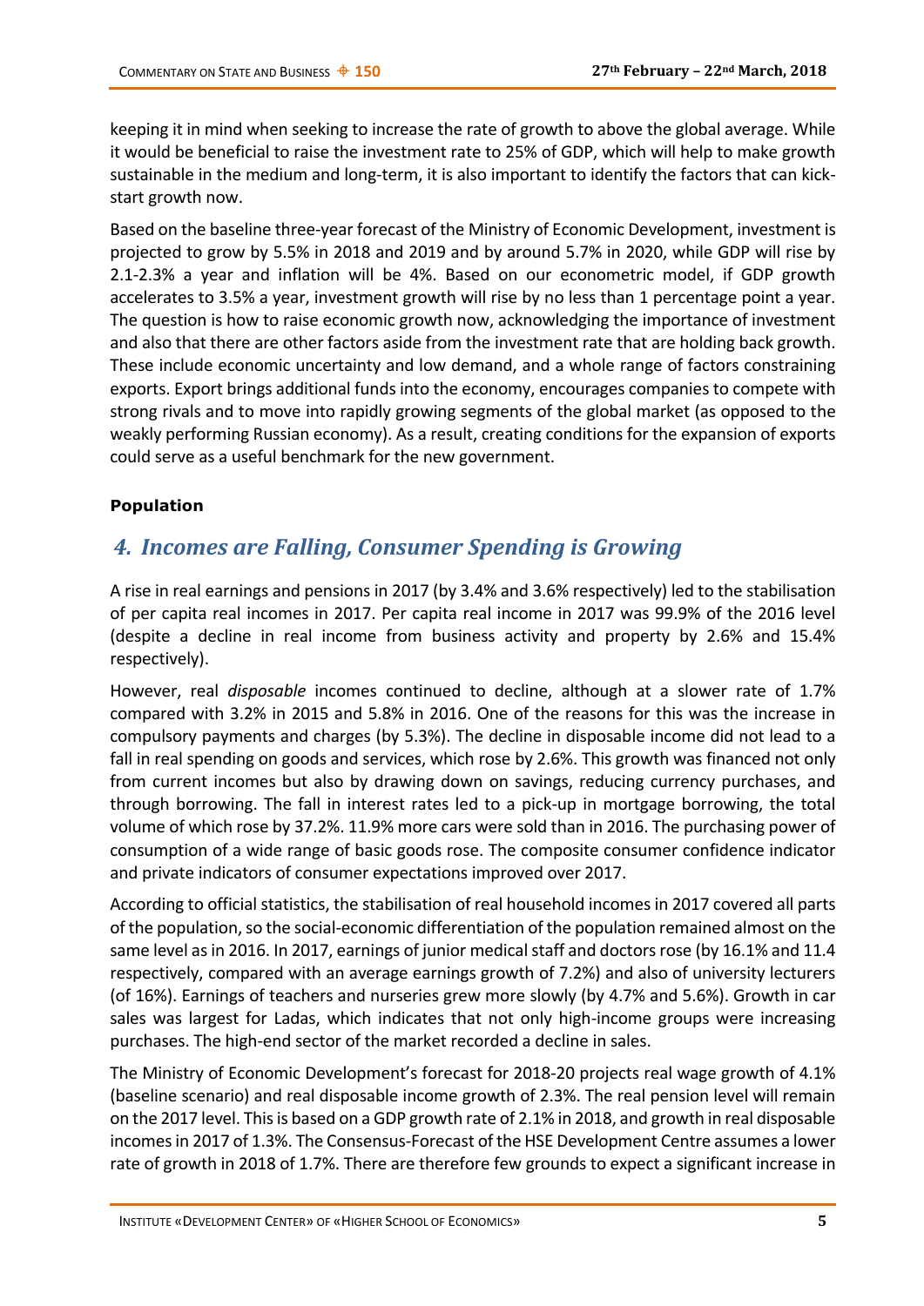keeping it in mind when seeking to increase the rate of growth to above the global average. While it would be beneficial to raise the investment rate to 25% of GDP, which will help to make growth sustainable in the medium and long-term, it is also important to identify the factors that can kick-start growth now.

Based on the baseline three-year forecast of the Ministry of Economic Development, investment is projected to grow by 5.5% in 2018 and 2019 and by around 5.7% in 2020, while GDP will rise by 2.1-2.3% a year and inflation will be 4%. Based on our econometric model, if GDP growth accelerates to 3.5% a year, investment growth will rise by no less than 1 percentage point a year. The question is how to raise economic growth now, acknowledging the importance of investment and also that there are other factors aside from the investment rate that are holding back growth. These include economic uncertainty and low demand, and a whole range of factors constraining exports. Export brings additional funds into the economy, encourages companies to compete with strong rivals and to move into rapidly growing segments of the global market (as opposed to the weakly performing Russian economy). As a result, creating conditions for the expansion of exports could serve as a useful benchmark for the new government.

**Population**

## 4. Incomes are Falling, Consumer Spending is Growing

A rise in real earnings and pensions in 2017 (by 3.4% and 3.6% respectively) led to the stabilisation of per capita real incomes in 2017. Per capita real income in 2017 was 99.9% of the 2016 level (despite a decline in real income from business activity and property by 2.6% and 15.4% respectively).

However, real *disposable* incomes continued to decline, although at a slower rate of 1.7% compared with 3.2% in 2015 and 5.8% in 2016. One of the reasons for this was the increase in compulsory payments and charges (by 5.3%). The decline in disposable income did not lead to a fall in real spending on goods and services, which rose by 2.6%. This growth was financed not only from current incomes but also by drawing down on savings, reducing currency purchases, and through borrowing. The fall in interest rates led to a pick-up in mortgage borrowing, the total volume of which rose by 37.2%. 11.9% more cars were sold than in 2016. The purchasing power of consumption of a wide range of basic goods rose. The composite consumer confidence indicator and private indicators of consumer expectations improved over 2017.

According to official statistics, the stabilisation of real household incomes in 2017 covered all parts of the population, so the social-economic differentiation of the population remained almost on the same level as in 2016. In 2017, earnings of junior medical staff and doctors rose (by 16.1% and 11.4 respectively, compared with an average earnings growth of 7.2%) and also of university lecturers (of 16%). Earnings of teachers and nurseries grew more slowly (by 4.7% and 5.6%). Growth in car sales was largest for Ladas, which indicates that not only high-income groups were increasing purchases. The high-end sector of the market recorded a decline in sales.

The Ministry of Economic Development's forecast for 2018-20 projects real wage growth of 4.1% (baseline scenario) and real disposable income growth of 2.3%. The real pension level will remain on the 2017 level. This is based on a GDP growth rate of 2.1% in 2018, and growth in real disposable incomes in 2017 of 1.3%. The Consensus-Forecast of the HSE Development Centre assumes a lower rate of growth in 2018 of 1.7%. There are therefore few grounds to expect a significant increase in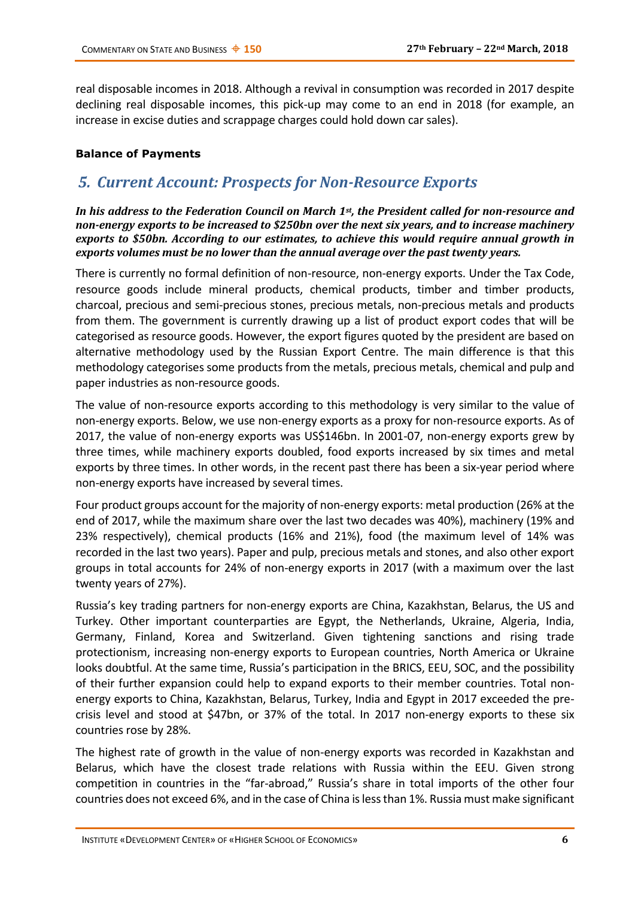real disposable incomes in 2018. Although a revival in consumption was recorded in 2017 despite declining real disposable incomes, this pick-up may come to an end in 2018 (for example, an increase in excise duties and scrappage charges could hold down car sales).

**Balance of Payments**

## *5. Current Account: Prospects for Non-Resource Exports*

***In his address to the Federation Council on March 1st, the President called for non-resource and non-energy exports to be increased to $250bn over the next six years, and to increase machinery exports to $50bn. According to our estimates, to achieve this would require annual growth in exports volumes must be no lower than the annual average over the past twenty years.***

There is currently no formal definition of non-resource, non-energy exports. Under the Tax Code, resource goods include mineral products, chemical products, timber and timber products, charcoal, precious and semi-precious stones, precious metals, non-precious metals and products from them. The government is currently drawing up a list of product export codes that will be categorised as resource goods. However, the export figures quoted by the president are based on alternative methodology used by the Russian Export Centre. The main difference is that this methodology categorises some products from the metals, precious metals, chemical and pulp and paper industries as non-resource goods.

The value of non-resource exports according to this methodology is very similar to the value of non-energy exports. Below, we use non-energy exports as a proxy for non-resource exports. As of 2017, the value of non-energy exports was US$146bn. In 2001-07, non-energy exports grew by three times, while machinery exports doubled, food exports increased by six times and metal exports by three times. In other words, in the recent past there has been a six-year period where non-energy exports have increased by several times.

Four product groups account for the majority of non-energy exports: metal production (26% at the end of 2017, while the maximum share over the last two decades was 40%), machinery (19% and 23% respectively), chemical products (16% and 21%), food (the maximum level of 14% was recorded in the last two years). Paper and pulp, precious metals and stones, and also other export groups in total accounts for 24% of non-energy exports in 2017 (with a maximum over the last twenty years of 27%).

Russia's key trading partners for non-energy exports are China, Kazakhstan, Belarus, the US and Turkey. Other important counterparties are Egypt, the Netherlands, Ukraine, Algeria, India, Germany, Finland, Korea and Switzerland. Given tightening sanctions and rising trade protectionism, increasing non-energy exports to European countries, North America or Ukraine looks doubtful. At the same time, Russia's participation in the BRICS, EEU, SOC, and the possibility of their further expansion could help to expand exports to their member countries. Total non-energy exports to China, Kazakhstan, Belarus, Turkey, India and Egypt in 2017 exceeded the pre-crisis level and stood at $47bn, or 37% of the total. In 2017 non-energy exports to these six countries rose by 28%.

The highest rate of growth in the value of non-energy exports was recorded in Kazakhstan and Belarus, which have the closest trade relations with Russia within the EEU. Given strong competition in countries in the "far-abroad," Russia's share in total imports of the other four countries does not exceed 6%, and in the case of China is less than 1%. Russia must make significant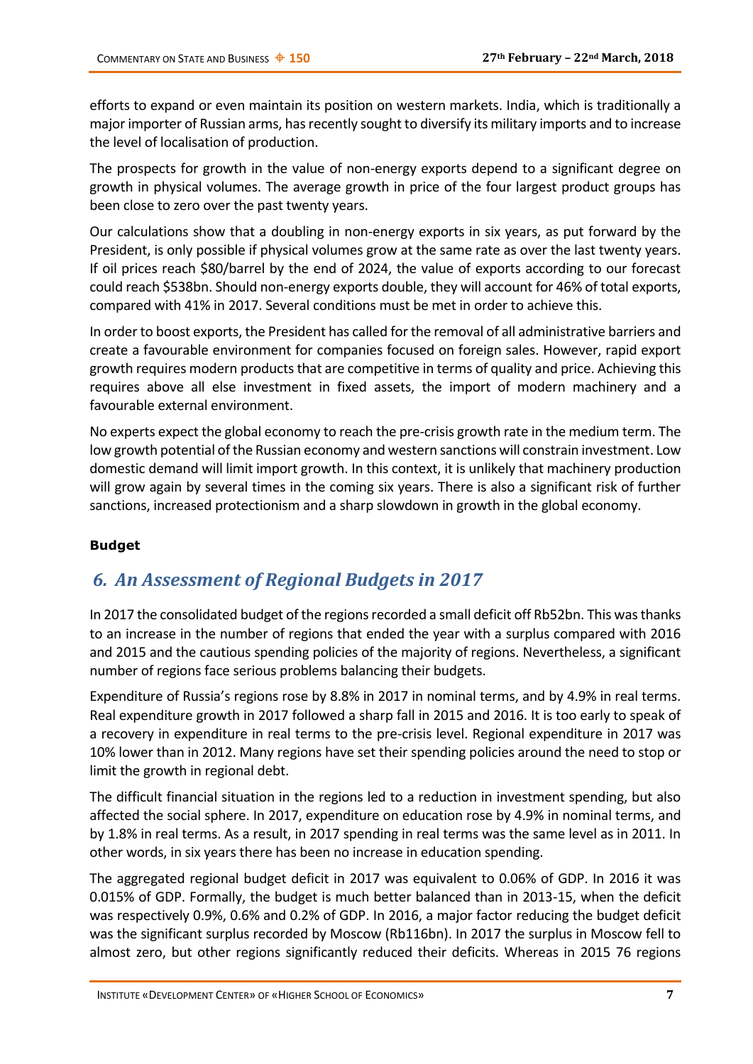efforts to expand or even maintain its position on western markets. India, which is traditionally a major importer of Russian arms, has recently sought to diversify its military imports and to increase the level of localisation of production.

The prospects for growth in the value of non-energy exports depend to a significant degree on growth in physical volumes. The average growth in price of the four largest product groups has been close to zero over the past twenty years.

Our calculations show that a doubling in non-energy exports in six years, as put forward by the President, is only possible if physical volumes grow at the same rate as over the last twenty years. If oil prices reach $80/barrel by the end of 2024, the value of exports according to our forecast could reach $538bn. Should non-energy exports double, they will account for 46% of total exports, compared with 41% in 2017. Several conditions must be met in order to achieve this.

In order to boost exports, the President has called for the removal of all administrative barriers and create a favourable environment for companies focused on foreign sales. However, rapid export growth requires modern products that are competitive in terms of quality and price. Achieving this requires above all else investment in fixed assets, the import of modern machinery and a favourable external environment.

No experts expect the global economy to reach the pre-crisis growth rate in the medium term. The low growth potential of the Russian economy and western sanctions will constrain investment. Low domestic demand will limit import growth. In this context, it is unlikely that machinery production will grow again by several times in the coming six years. There is also a significant risk of further sanctions, increased protectionism and a sharp slowdown in growth in the global economy.

**Budget**

## *6. An Assessment of Regional Budgets in 2017*

In 2017 the consolidated budget of the regions recorded a small deficit off Rb52bn. This was thanks to an increase in the number of regions that ended the year with a surplus compared with 2016 and 2015 and the cautious spending policies of the majority of regions. Nevertheless, a significant number of regions face serious problems balancing their budgets.

Expenditure of Russia's regions rose by 8.8% in 2017 in nominal terms, and by 4.9% in real terms. Real expenditure growth in 2017 followed a sharp fall in 2015 and 2016. It is too early to speak of a recovery in expenditure in real terms to the pre-crisis level. Regional expenditure in 2017 was 10% lower than in 2012. Many regions have set their spending policies around the need to stop or limit the growth in regional debt.

The difficult financial situation in the regions led to a reduction in investment spending, but also affected the social sphere. In 2017, expenditure on education rose by 4.9% in nominal terms, and by 1.8% in real terms. As a result, in 2017 spending in real terms was the same level as in 2011. In other words, in six years there has been no increase in education spending.

The aggregated regional budget deficit in 2017 was equivalent to 0.06% of GDP. In 2016 it was 0.015% of GDP. Formally, the budget is much better balanced than in 2013-15, when the deficit was respectively 0.9%, 0.6% and 0.2% of GDP. In 2016, a major factor reducing the budget deficit was the significant surplus recorded by Moscow (Rb116bn). In 2017 the surplus in Moscow fell to almost zero, but other regions significantly reduced their deficits. Whereas in 2015 76 regions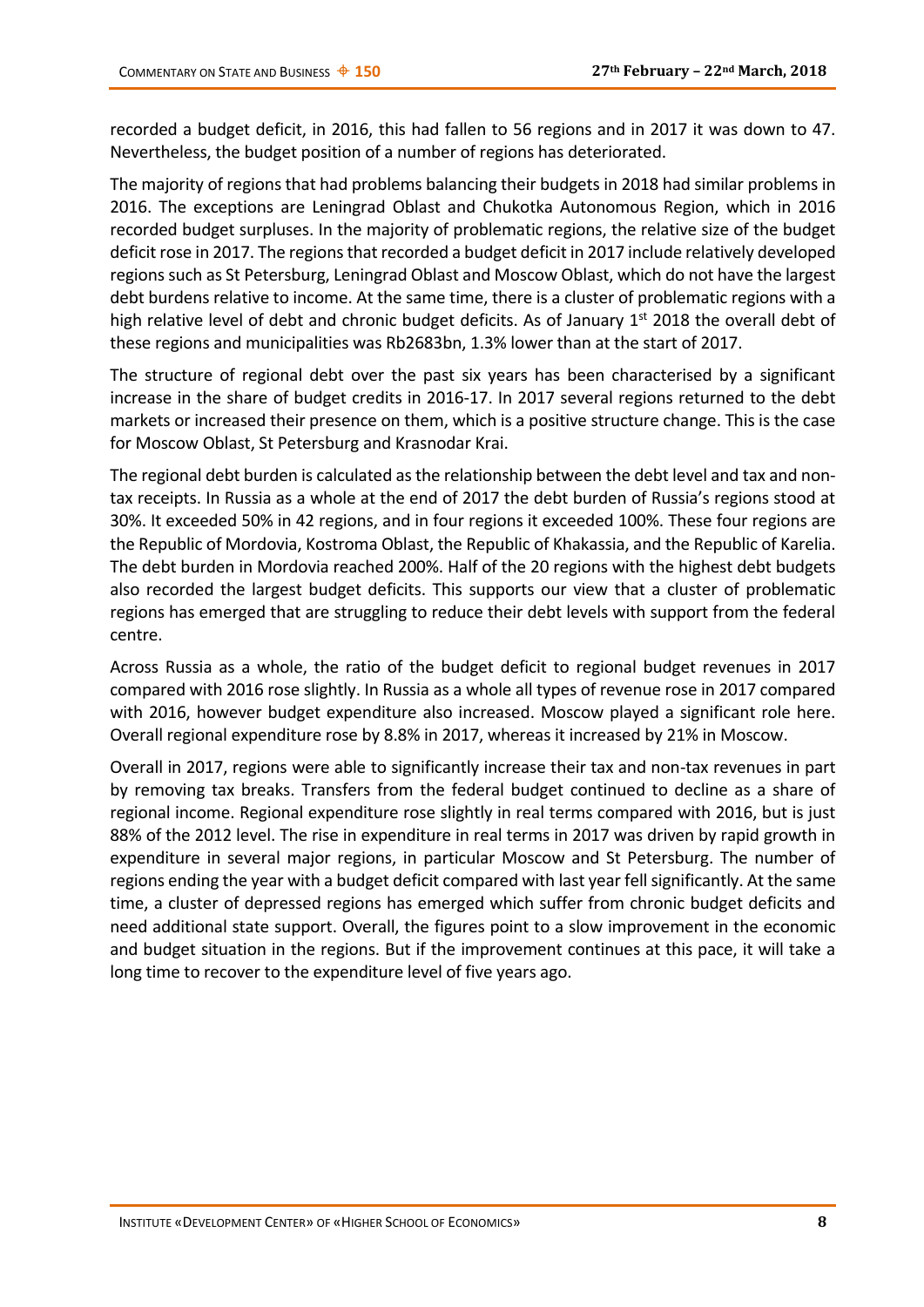recorded a budget deficit, in 2016, this had fallen to 56 regions and in 2017 it was down to 47. Nevertheless, the budget position of a number of regions has deteriorated.

The majority of regions that had problems balancing their budgets in 2018 had similar problems in 2016. The exceptions are Leningrad Oblast and Chukotka Autonomous Region, which in 2016 recorded budget surpluses. In the majority of problematic regions, the relative size of the budget deficit rose in 2017. The regions that recorded a budget deficit in 2017 include relatively developed regions such as St Petersburg, Leningrad Oblast and Moscow Oblast, which do not have the largest debt burdens relative to income. At the same time, there is a cluster of problematic regions with a high relative level of debt and chronic budget deficits. As of January 1st 2018 the overall debt of these regions and municipalities was Rb2683bn, 1.3% lower than at the start of 2017.

The structure of regional debt over the past six years has been characterised by a significant increase in the share of budget credits in 2016-17. In 2017 several regions returned to the debt markets or increased their presence on them, which is a positive structure change. This is the case for Moscow Oblast, St Petersburg and Krasnodar Krai.

The regional debt burden is calculated as the relationship between the debt level and tax and non-tax receipts. In Russia as a whole at the end of 2017 the debt burden of Russia's regions stood at 30%. It exceeded 50% in 42 regions, and in four regions it exceeded 100%. These four regions are the Republic of Mordovia, Kostroma Oblast, the Republic of Khakassia, and the Republic of Karelia. The debt burden in Mordovia reached 200%. Half of the 20 regions with the highest debt budgets also recorded the largest budget deficits. This supports our view that a cluster of problematic regions has emerged that are struggling to reduce their debt levels with support from the federal centre.

Across Russia as a whole, the ratio of the budget deficit to regional budget revenues in 2017 compared with 2016 rose slightly. In Russia as a whole all types of revenue rose in 2017 compared with 2016, however budget expenditure also increased. Moscow played a significant role here. Overall regional expenditure rose by 8.8% in 2017, whereas it increased by 21% in Moscow.

Overall in 2017, regions were able to significantly increase their tax and non-tax revenues in part by removing tax breaks. Transfers from the federal budget continued to decline as a share of regional income. Regional expenditure rose slightly in real terms compared with 2016, but is just 88% of the 2012 level. The rise in expenditure in real terms in 2017 was driven by rapid growth in expenditure in several major regions, in particular Moscow and St Petersburg. The number of regions ending the year with a budget deficit compared with last year fell significantly. At the same time, a cluster of depressed regions has emerged which suffer from chronic budget deficits and need additional state support. Overall, the figures point to a slow improvement in the economic and budget situation in the regions. But if the improvement continues at this pace, it will take a long time to recover to the expenditure level of five years ago.